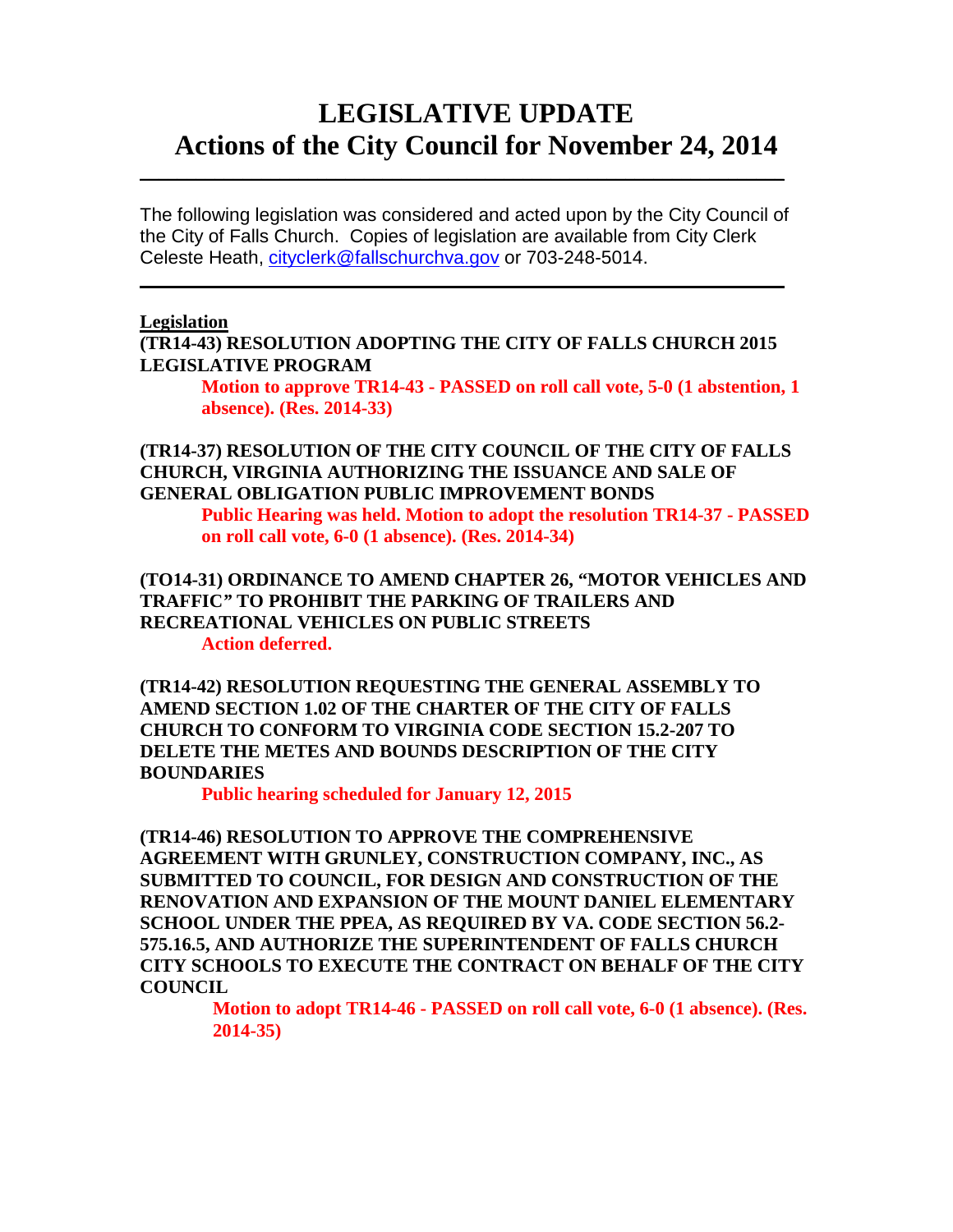# LEGISLATIVE UPDATE
# Actions of the City Council for November 24, 2014

---

The following legislation was considered and acted upon by the City Council of the City of Falls Church. Copies of legislation are available from City Clerk Celeste Heath, cityclerk@fallschurchva.gov or 703-248-5014.

---

**Legislation**

**(TR14-43) RESOLUTION ADOPTING THE CITY OF FALLS CHURCH 2015 LEGISLATIVE PROGRAM**

> **Motion to approve TR14-43 - PASSED on roll call vote, 5-0 (1 abstention, 1 absence). (Res. 2014-33)**

**(TR14-37) RESOLUTION OF THE CITY COUNCIL OF THE CITY OF FALLS CHURCH, VIRGINIA AUTHORIZING THE ISSUANCE AND SALE OF GENERAL OBLIGATION PUBLIC IMPROVEMENT BONDS**

> **Public Hearing was held. Motion to adopt the resolution TR14-37 - PASSED on roll call vote, 6-0 (1 absence). (Res. 2014-34)**

**(TO14-31) ORDINANCE TO AMEND CHAPTER 26, "MOTOR VEHICLES AND TRAFFIC" TO PROHIBIT THE PARKING OF TRAILERS AND RECREATIONAL VEHICLES ON PUBLIC STREETS**

> **Action deferred.**

**(TR14-42) RESOLUTION REQUESTING THE GENERAL ASSEMBLY TO AMEND SECTION 1.02 OF THE CHARTER OF THE CITY OF FALLS CHURCH TO CONFORM TO VIRGINIA CODE SECTION 15.2-207 TO DELETE THE METES AND BOUNDS DESCRIPTION OF THE CITY BOUNDARIES**

> **Public hearing scheduled for January 12, 2015**

**(TR14-46) RESOLUTION TO APPROVE THE COMPREHENSIVE AGREEMENT WITH GRUNLEY, CONSTRUCTION COMPANY, INC., AS SUBMITTED TO COUNCIL, FOR DESIGN AND CONSTRUCTION OF THE RENOVATION AND EXPANSION OF THE MOUNT DANIEL ELEMENTARY SCHOOL UNDER THE PPEA, AS REQUIRED BY VA. CODE SECTION 56.2-575.16.5, AND AUTHORIZE THE SUPERINTENDENT OF FALLS CHURCH CITY SCHOOLS TO EXECUTE THE CONTRACT ON BEHALF OF THE CITY COUNCIL**

> **Motion to adopt TR14-46 - PASSED on roll call vote, 6-0 (1 absence). (Res. 2014-35)**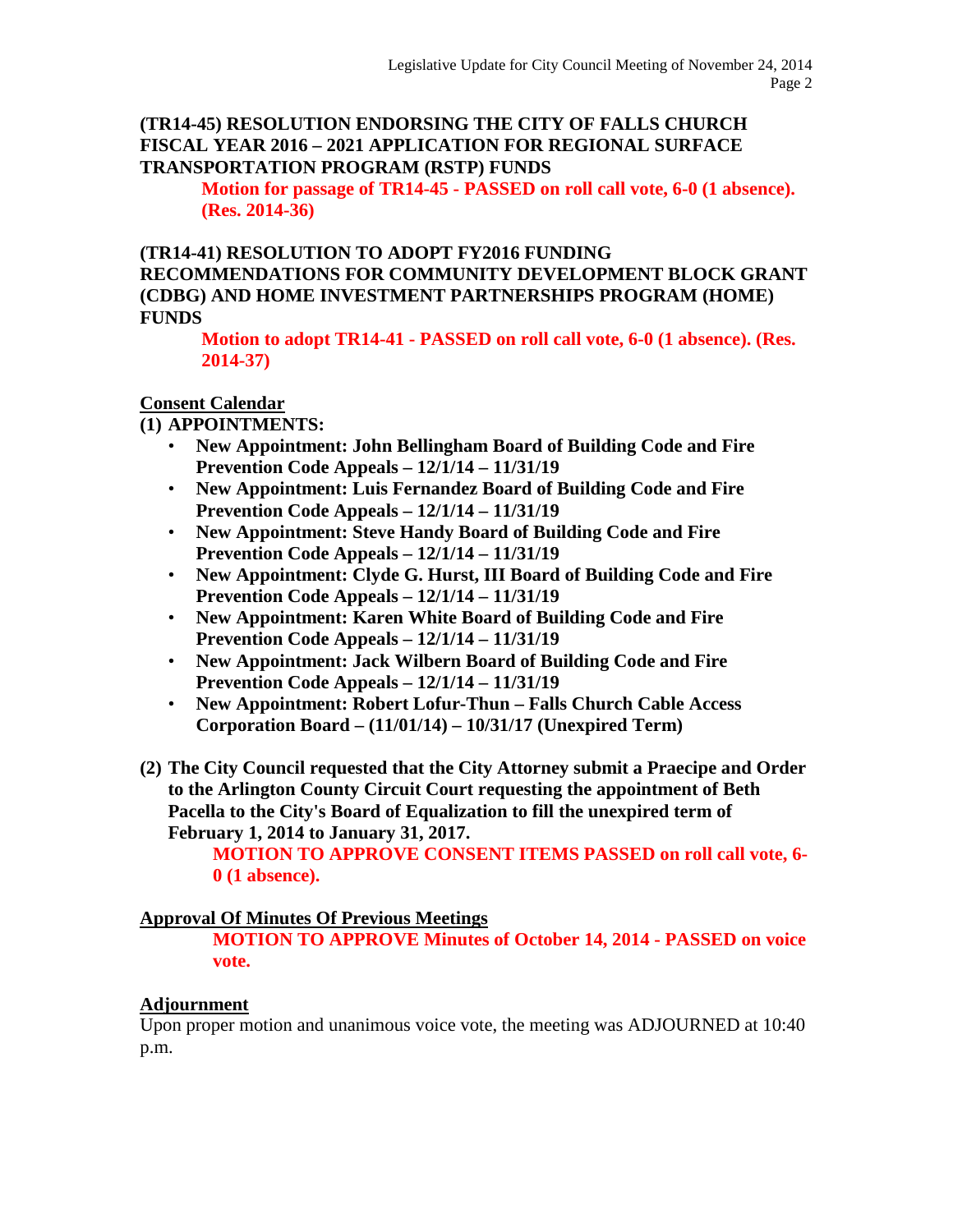**(TR14-45) RESOLUTION ENDORSING THE CITY OF FALLS CHURCH FISCAL YEAR 2016 – 2021 APPLICATION FOR REGIONAL SURFACE TRANSPORTATION PROGRAM (RSTP) FUNDS**

**Motion for passage of TR14-45 - PASSED on roll call vote, 6-0 (1 absence). (Res. 2014-36)**

**(TR14-41) RESOLUTION TO ADOPT FY2016 FUNDING RECOMMENDATIONS FOR COMMUNITY DEVELOPMENT BLOCK GRANT (CDBG) AND HOME INVESTMENT PARTNERSHIPS PROGRAM (HOME) FUNDS**

**Motion to adopt TR14-41 - PASSED on roll call vote, 6-0 (1 absence). (Res. 2014-37)**

**Consent Calendar**

**(1) APPOINTMENTS:**

- **New Appointment: John Bellingham Board of Building Code and Fire Prevention Code Appeals – 12/1/14 – 11/31/19**
- **New Appointment: Luis Fernandez Board of Building Code and Fire Prevention Code Appeals – 12/1/14 – 11/31/19**
- **New Appointment: Steve Handy Board of Building Code and Fire Prevention Code Appeals – 12/1/14 – 11/31/19**
- **New Appointment: Clyde G. Hurst, III Board of Building Code and Fire Prevention Code Appeals – 12/1/14 – 11/31/19**
- **New Appointment: Karen White Board of Building Code and Fire Prevention Code Appeals – 12/1/14 – 11/31/19**
- **New Appointment: Jack Wilbern Board of Building Code and Fire Prevention Code Appeals – 12/1/14 – 11/31/19**
- **New Appointment: Robert Lofur-Thun – Falls Church Cable Access Corporation Board – (11/01/14) – 10/31/17 (Unexpired Term)**

**(2) The City Council requested that the City Attorney submit a Praecipe and Order to the Arlington County Circuit Court requesting the appointment of Beth Pacella to the City's Board of Equalization to fill the unexpired term of February 1, 2014 to January 31, 2017.**

**MOTION TO APPROVE CONSENT ITEMS PASSED on roll call vote, 6-0 (1 absence).**

**Approval Of Minutes Of Previous Meetings**

**MOTION TO APPROVE Minutes of October 14, 2014 - PASSED on voice vote.**

**Adjournment**

Upon proper motion and unanimous voice vote, the meeting was ADJOURNED at 10:40 p.m.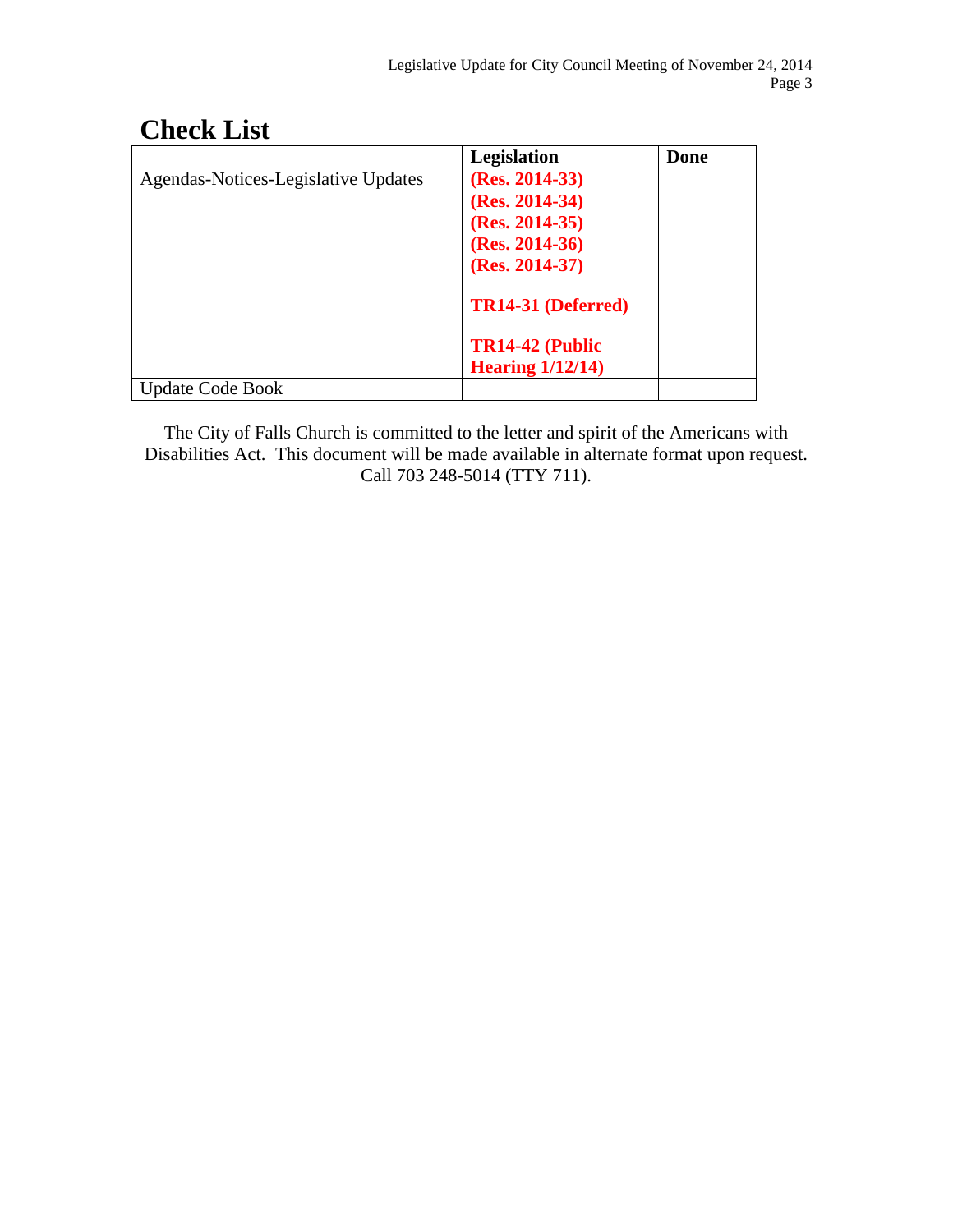# Check List

| | Legislation | Done |
|---|---|---|
| Agendas-Notices-Legislative Updates | **(Res. 2014-33)**<br>**(Res. 2014-34)**<br>**(Res. 2014-35)**<br>**(Res. 2014-36)**<br>**(Res. 2014-37)**<br><br>**TR14-31 (Deferred)**<br><br>**TR14-42 (Public Hearing 1/12/14)** | |
| Update Code Book | | |

The City of Falls Church is committed to the letter and spirit of the Americans with Disabilities Act. This document will be made available in alternate format upon request. Call 703 248-5014 (TTY 711).